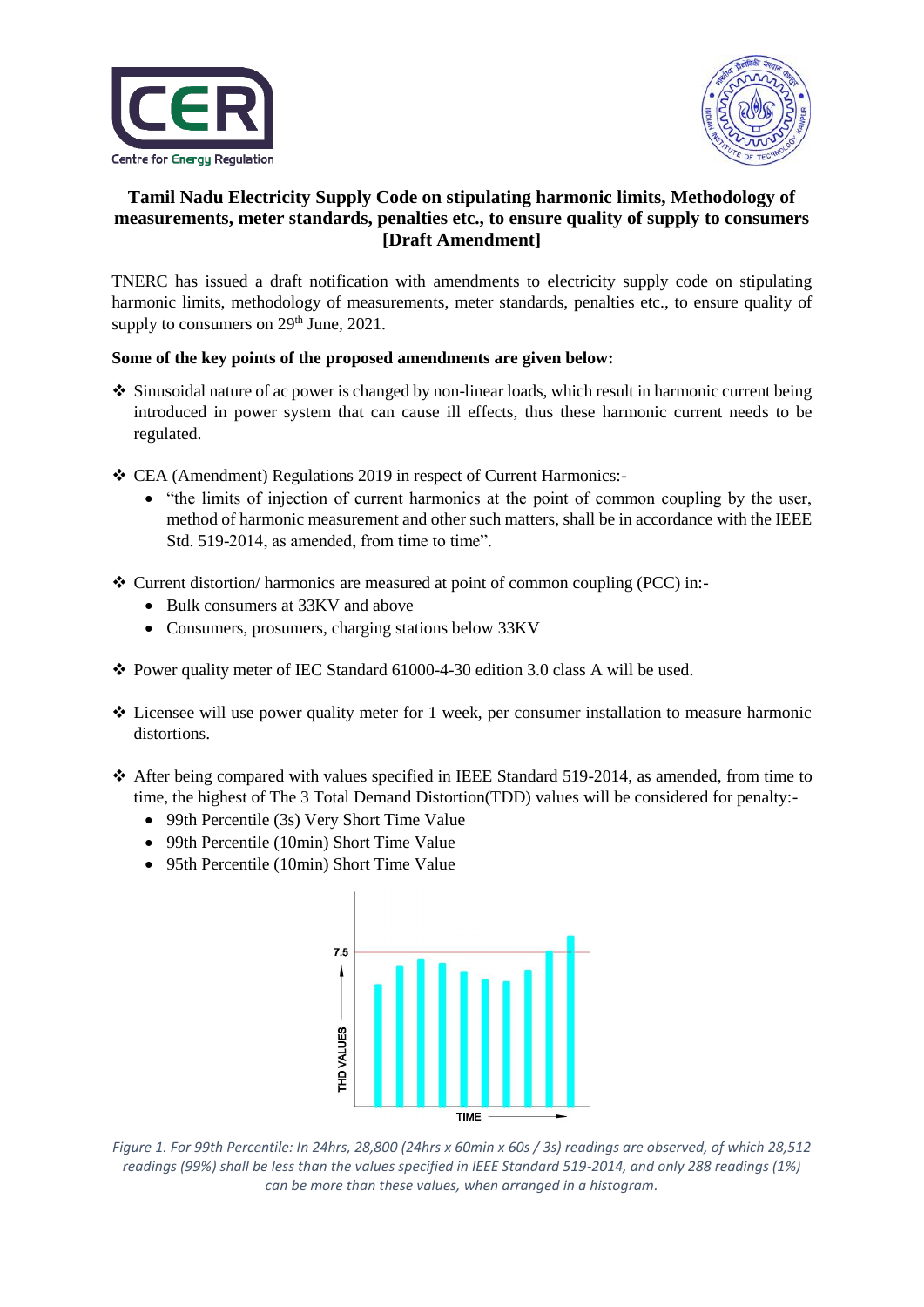# Tamil Nadu Electricity Supply Code on stipulating harmonic limits, Methodology of measurements, meter standards, penalties etc., to ensure quality of supply to consumers [Draft Amendment]

TNERC has issued a draft notification with amendments to electricity supply code on stipulating harmonic limits, methodology of measurements, meter standards, penalties etc., to ensure quality of supply to consumers on 29th June, 2021.

**Some of the key points of the proposed amendments are given below:**

- Sinusoidal nature of ac power is changed by non-linear loads, which result in harmonic current being introduced in power system that can cause ill effects, thus these harmonic current needs to be regulated.

- CEA (Amendment) Regulations 2019 in respect of Current Harmonics:-
  - "the limits of injection of current harmonics at the point of common coupling by the user, method of harmonic measurement and other such matters, shall be in accordance with the IEEE Std. 519-2014, as amended, from time to time".

- Current distortion/ harmonics are measured at point of common coupling (PCC) in:-
  - Bulk consumers at 33KV and above
  - Consumers, prosumers, charging stations below 33KV

- Power quality meter of IEC Standard 61000-4-30 edition 3.0 class A will be used.

- Licensee will use power quality meter for 1 week, per consumer installation to measure harmonic distortions.

- After being compared with values specified in IEEE Standard 519-2014, as amended, from time to time, the highest of The 3 Total Demand Distortion(TDD) values will be considered for penalty:-
  - 99th Percentile (3s) Very Short Time Value
  - 99th Percentile (10min) Short Time Value
  - 95th Percentile (10min) Short Time Value

*Figure 1. For 99th Percentile: In 24hrs, 28,800 (24hrs x 60min x 60s / 3s) readings are observed, of which 28,512 readings (99%) shall be less than the values specified in IEEE Standard 519-2014, and only 288 readings (1%) can be more than these values, when arranged in a histogram.*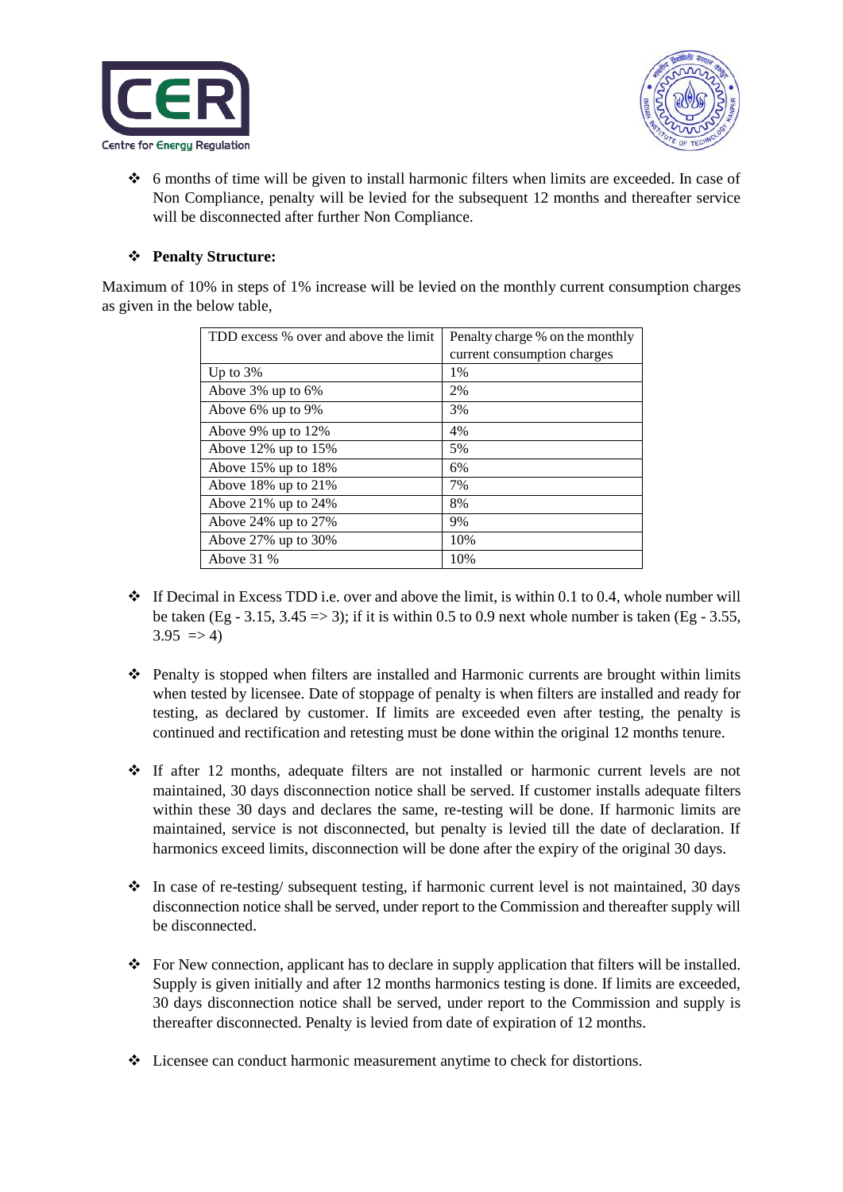- 6 months of time will be given to install harmonic filters when limits are exceeded. In case of Non Compliance, penalty will be levied for the subsequent 12 months and thereafter service will be disconnected after further Non Compliance.

- **Penalty Structure:**

Maximum of 10% in steps of 1% increase will be levied on the monthly current consumption charges as given in the below table,

| TDD excess % over and above the limit | Penalty charge % on the monthly current consumption charges |
|---|---|
| Up to 3% | 1% |
| Above 3% up to 6% | 2% |
| Above 6% up to 9% | 3% |
| Above 9% up to 12% | 4% |
| Above 12% up to 15% | 5% |
| Above 15% up to 18% | 6% |
| Above 18% up to 21% | 7% |
| Above 21% up to 24% | 8% |
| Above 24% up to 27% | 9% |
| Above 27% up to 30% | 10% |
| Above 31 % | 10% |

- If Decimal in Excess TDD i.e. over and above the limit, is within 0.1 to 0.4, whole number will be taken (Eg - 3.15, 3.45 => 3); if it is within 0.5 to 0.9 next whole number is taken (Eg - 3.55, 3.95 => 4)

- Penalty is stopped when filters are installed and Harmonic currents are brought within limits when tested by licensee. Date of stoppage of penalty is when filters are installed and ready for testing, as declared by customer. If limits are exceeded even after testing, the penalty is continued and rectification and retesting must be done within the original 12 months tenure.

- If after 12 months, adequate filters are not installed or harmonic current levels are not maintained, 30 days disconnection notice shall be served. If customer installs adequate filters within these 30 days and declares the same, re-testing will be done. If harmonic limits are maintained, service is not disconnected, but penalty is levied till the date of declaration. If harmonics exceed limits, disconnection will be done after the expiry of the original 30 days.

- In case of re-testing/ subsequent testing, if harmonic current level is not maintained, 30 days disconnection notice shall be served, under report to the Commission and thereafter supply will be disconnected.

- For New connection, applicant has to declare in supply application that filters will be installed. Supply is given initially and after 12 months harmonics testing is done. If limits are exceeded, 30 days disconnection notice shall be served, under report to the Commission and supply is thereafter disconnected. Penalty is levied from date of expiration of 12 months.

- Licensee can conduct harmonic measurement anytime to check for distortions.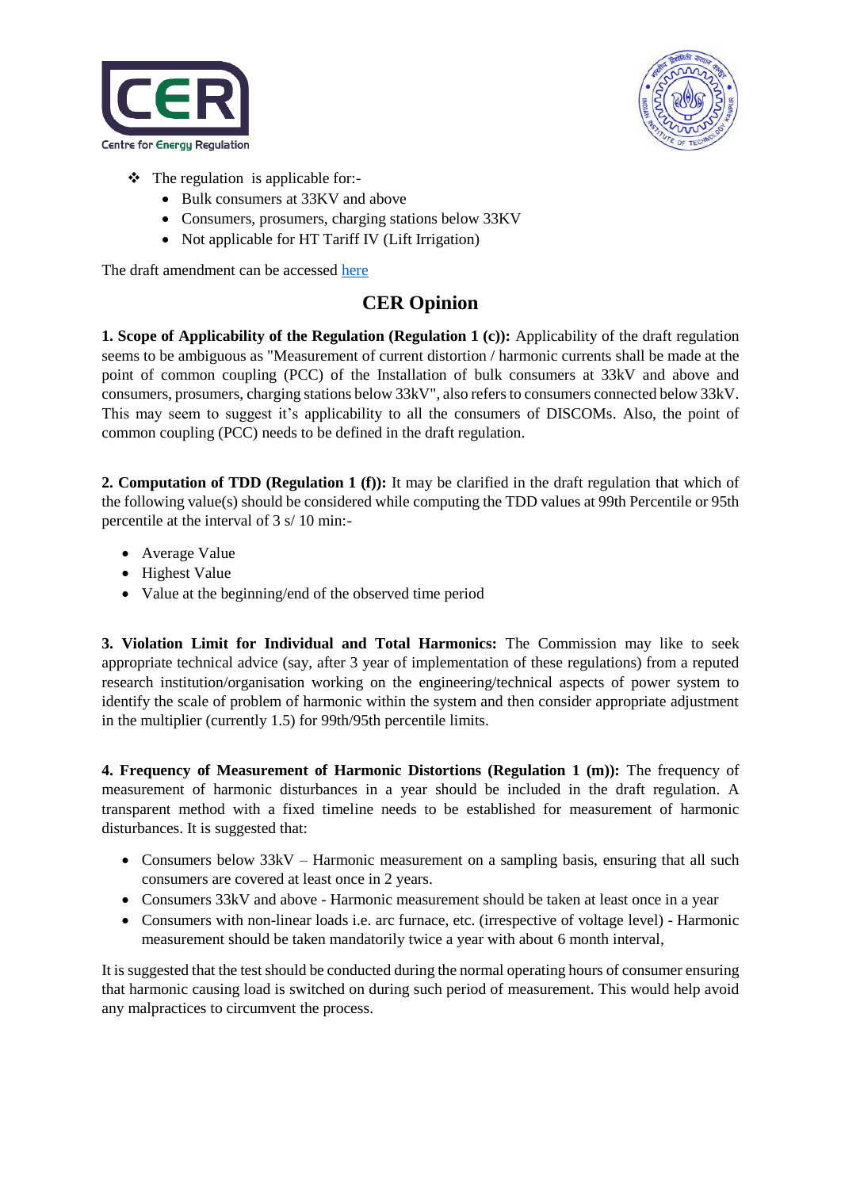- The regulation is applicable for:-
    - Bulk consumers at 33KV and above
    - Consumers, prosumers, charging stations below 33KV
    - Not applicable for HT Tariff IV (Lift Irrigation)

The draft amendment can be accessed here

## CER Opinion

**1. Scope of Applicability of the Regulation (Regulation 1 (c)):** Applicability of the draft regulation seems to be ambiguous as "Measurement of current distortion / harmonic currents shall be made at the point of common coupling (PCC) of the Installation of bulk consumers at 33kV and above and consumers, prosumers, charging stations below 33kV", also refers to consumers connected below 33kV. This may seem to suggest it's applicability to all the consumers of DISCOMs. Also, the point of common coupling (PCC) needs to be defined in the draft regulation.

**2. Computation of TDD (Regulation 1 (f)):** It may be clarified in the draft regulation that which of the following value(s) should be considered while computing the TDD values at 99th Percentile or 95th percentile at the interval of 3 s/ 10 min:-

- Average Value
- Highest Value
- Value at the beginning/end of the observed time period

**3. Violation Limit for Individual and Total Harmonics:** The Commission may like to seek appropriate technical advice (say, after 3 year of implementation of these regulations) from a reputed research institution/organisation working on the engineering/technical aspects of power system to identify the scale of problem of harmonic within the system and then consider appropriate adjustment in the multiplier (currently 1.5) for 99th/95th percentile limits.

**4. Frequency of Measurement of Harmonic Distortions (Regulation 1 (m)):** The frequency of measurement of harmonic disturbances in a year should be included in the draft regulation. A transparent method with a fixed timeline needs to be established for measurement of harmonic disturbances. It is suggested that:

- Consumers below 33kV – Harmonic measurement on a sampling basis, ensuring that all such consumers are covered at least once in 2 years.
- Consumers 33kV and above - Harmonic measurement should be taken at least once in a year
- Consumers with non-linear loads i.e. arc furnace, etc. (irrespective of voltage level) - Harmonic measurement should be taken mandatorily twice a year with about 6 month interval,

It is suggested that the test should be conducted during the normal operating hours of consumer ensuring that harmonic causing load is switched on during such period of measurement. This would help avoid any malpractices to circumvent the process.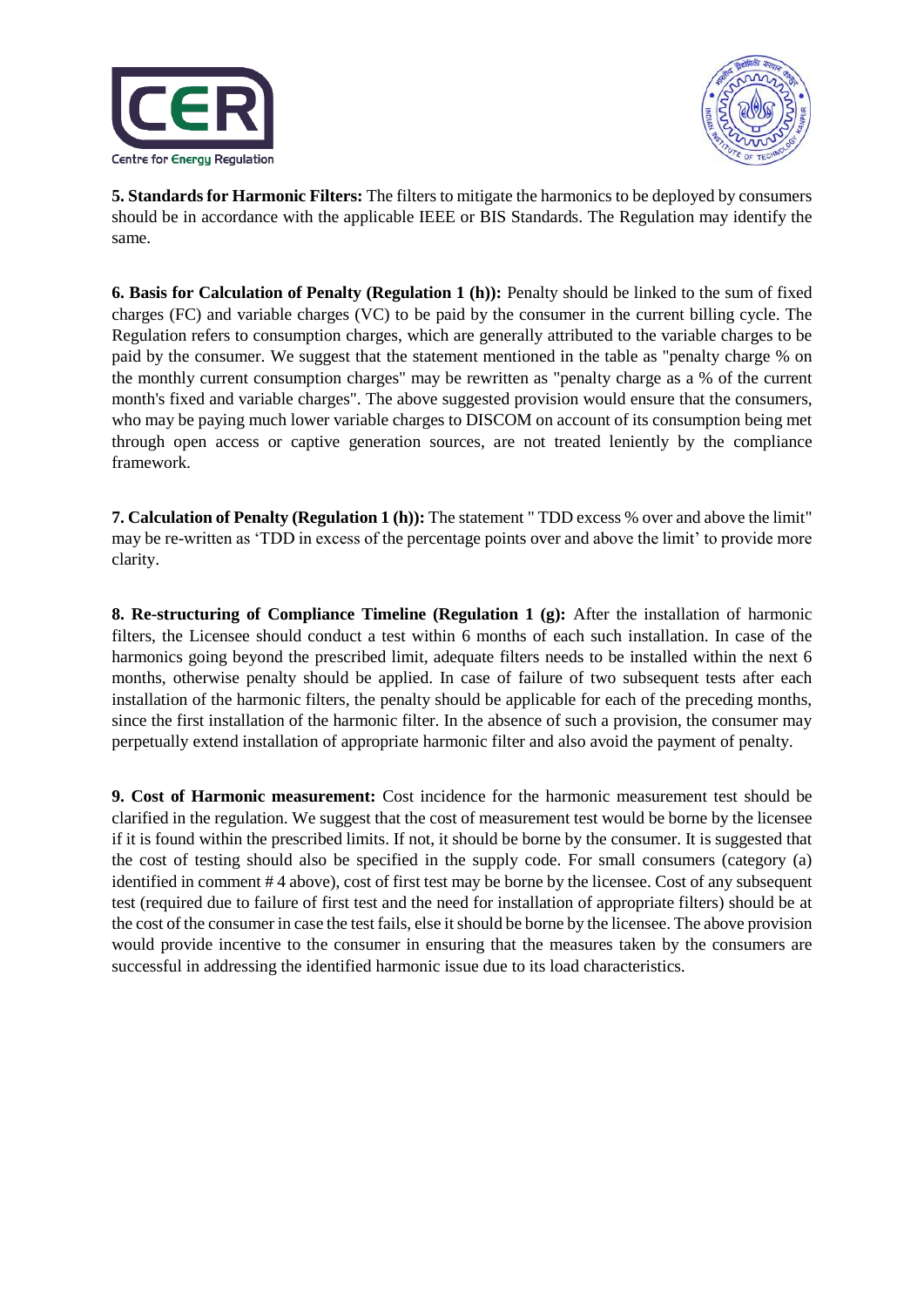**5. Standards for Harmonic Filters:** The filters to mitigate the harmonics to be deployed by consumers should be in accordance with the applicable IEEE or BIS Standards. The Regulation may identify the same.

**6. Basis for Calculation of Penalty (Regulation 1 (h)):** Penalty should be linked to the sum of fixed charges (FC) and variable charges (VC) to be paid by the consumer in the current billing cycle. The Regulation refers to consumption charges, which are generally attributed to the variable charges to be paid by the consumer. We suggest that the statement mentioned in the table as "penalty charge % on the monthly current consumption charges" may be rewritten as "penalty charge as a % of the current month's fixed and variable charges". The above suggested provision would ensure that the consumers, who may be paying much lower variable charges to DISCOM on account of its consumption being met through open access or captive generation sources, are not treated leniently by the compliance framework.

**7. Calculation of Penalty (Regulation 1 (h)):** The statement " TDD excess % over and above the limit" may be re-written as 'TDD in excess of the percentage points over and above the limit' to provide more clarity.

**8. Re-structuring of Compliance Timeline (Regulation 1 (g):** After the installation of harmonic filters, the Licensee should conduct a test within 6 months of each such installation. In case of the harmonics going beyond the prescribed limit, adequate filters needs to be installed within the next 6 months, otherwise penalty should be applied. In case of failure of two subsequent tests after each installation of the harmonic filters, the penalty should be applicable for each of the preceding months, since the first installation of the harmonic filter. In the absence of such a provision, the consumer may perpetually extend installation of appropriate harmonic filter and also avoid the payment of penalty.

**9. Cost of Harmonic measurement:** Cost incidence for the harmonic measurement test should be clarified in the regulation. We suggest that the cost of measurement test would be borne by the licensee if it is found within the prescribed limits. If not, it should be borne by the consumer. It is suggested that the cost of testing should also be specified in the supply code. For small consumers (category (a) identified in comment # 4 above), cost of first test may be borne by the licensee. Cost of any subsequent test (required due to failure of first test and the need for installation of appropriate filters) should be at the cost of the consumer in case the test fails, else it should be borne by the licensee. The above provision would provide incentive to the consumer in ensuring that the measures taken by the consumers are successful in addressing the identified harmonic issue due to its load characteristics.